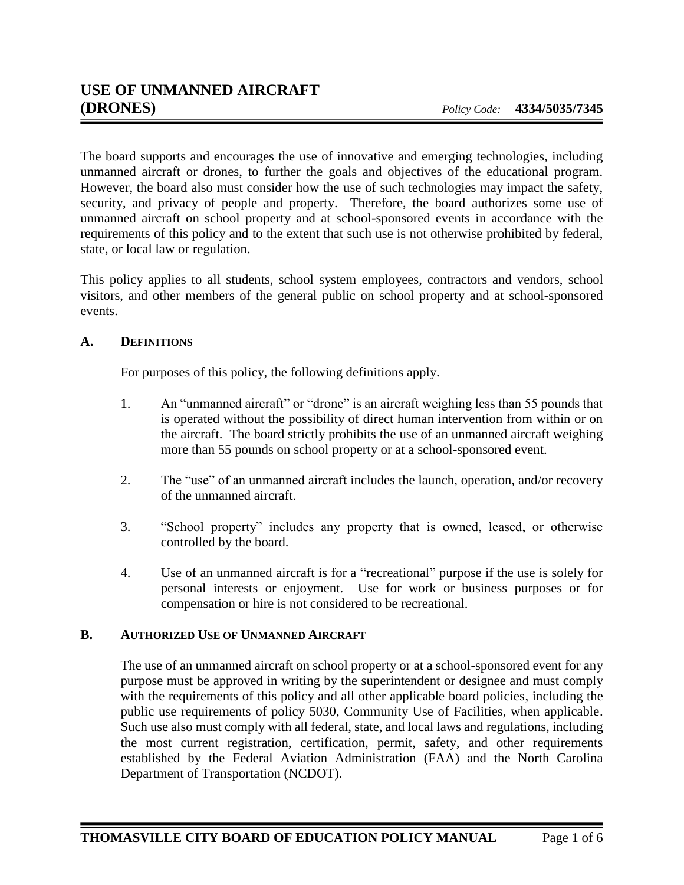# USE OF UNMANNED AIRCRAFT (DRONES)

*Policy Code:* **4334/5035/7345**

The board supports and encourages the use of innovative and emerging technologies, including unmanned aircraft or drones, to further the goals and objectives of the educational program. However, the board also must consider how the use of such technologies may impact the safety, security, and privacy of people and property. Therefore, the board authorizes some use of unmanned aircraft on school property and at school-sponsored events in accordance with the requirements of this policy and to the extent that such use is not otherwise prohibited by federal, state, or local law or regulation.

This policy applies to all students, school system employees, contractors and vendors, school visitors, and other members of the general public on school property and at school-sponsored events.

## A. DEFINITIONS

For purposes of this policy, the following definitions apply.

1. An "unmanned aircraft" or "drone" is an aircraft weighing less than 55 pounds that is operated without the possibility of direct human intervention from within or on the aircraft. The board strictly prohibits the use of an unmanned aircraft weighing more than 55 pounds on school property or at a school-sponsored event.

2. The "use" of an unmanned aircraft includes the launch, operation, and/or recovery of the unmanned aircraft.

3. "School property" includes any property that is owned, leased, or otherwise controlled by the board.

4. Use of an unmanned aircraft is for a "recreational" purpose if the use is solely for personal interests or enjoyment. Use for work or business purposes or for compensation or hire is not considered to be recreational.

## B. AUTHORIZED USE OF UNMANNED AIRCRAFT

The use of an unmanned aircraft on school property or at a school-sponsored event for any purpose must be approved in writing by the superintendent or designee and must comply with the requirements of this policy and all other applicable board policies, including the public use requirements of policy 5030, Community Use of Facilities, when applicable. Such use also must comply with all federal, state, and local laws and regulations, including the most current registration, certification, permit, safety, and other requirements established by the Federal Aviation Administration (FAA) and the North Carolina Department of Transportation (NCDOT).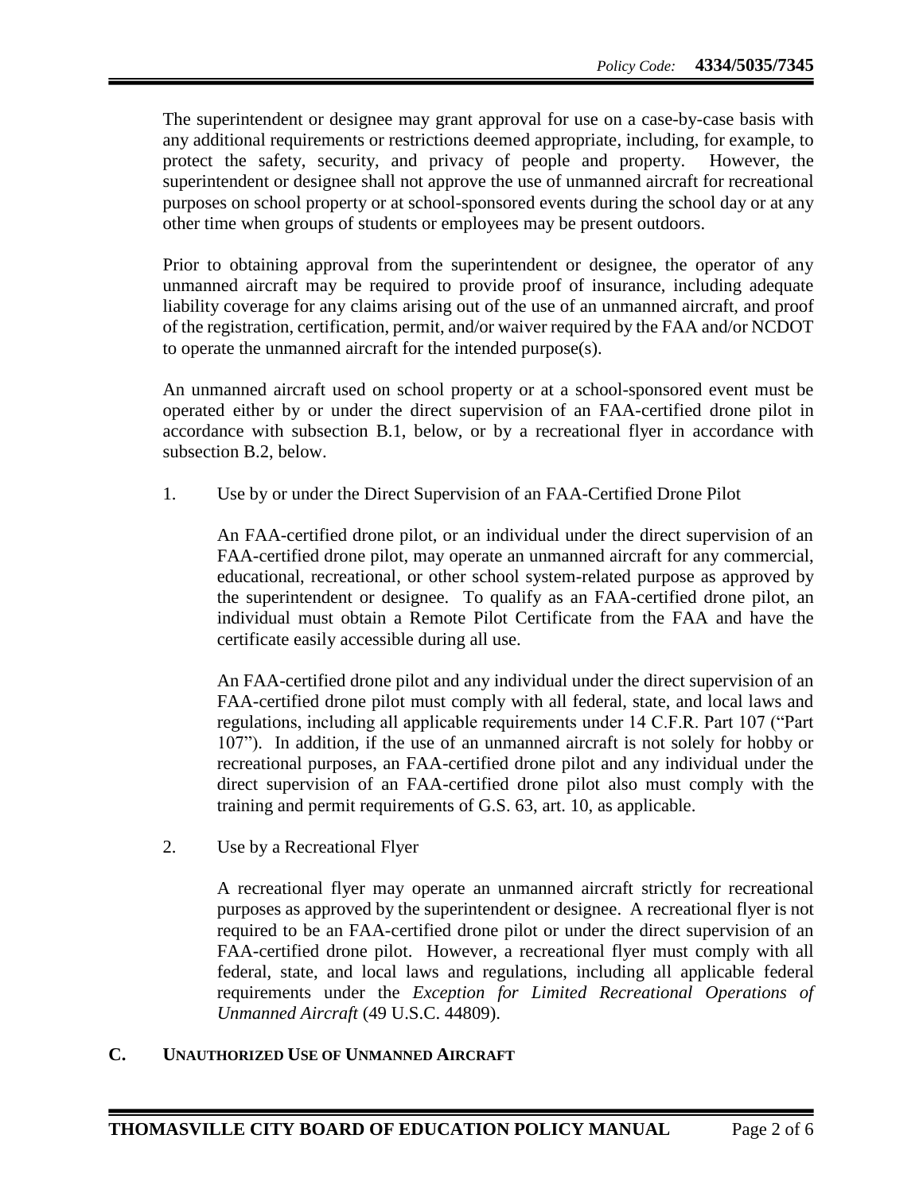The superintendent or designee may grant approval for use on a case-by-case basis with any additional requirements or restrictions deemed appropriate, including, for example, to protect the safety, security, and privacy of people and property. However, the superintendent or designee shall not approve the use of unmanned aircraft for recreational purposes on school property or at school-sponsored events during the school day or at any other time when groups of students or employees may be present outdoors.

Prior to obtaining approval from the superintendent or designee, the operator of any unmanned aircraft may be required to provide proof of insurance, including adequate liability coverage for any claims arising out of the use of an unmanned aircraft, and proof of the registration, certification, permit, and/or waiver required by the FAA and/or NCDOT to operate the unmanned aircraft for the intended purpose(s).

An unmanned aircraft used on school property or at a school-sponsored event must be operated either by or under the direct supervision of an FAA-certified drone pilot in accordance with subsection B.1, below, or by a recreational flyer in accordance with subsection B.2, below.

1. Use by or under the Direct Supervision of an FAA-Certified Drone Pilot

   An FAA-certified drone pilot, or an individual under the direct supervision of an FAA-certified drone pilot, may operate an unmanned aircraft for any commercial, educational, recreational, or other school system-related purpose as approved by the superintendent or designee. To qualify as an FAA-certified drone pilot, an individual must obtain a Remote Pilot Certificate from the FAA and have the certificate easily accessible during all use.

   An FAA-certified drone pilot and any individual under the direct supervision of an FAA-certified drone pilot must comply with all federal, state, and local laws and regulations, including all applicable requirements under 14 C.F.R. Part 107 ("Part 107"). In addition, if the use of an unmanned aircraft is not solely for hobby or recreational purposes, an FAA-certified drone pilot and any individual under the direct supervision of an FAA-certified drone pilot also must comply with the training and permit requirements of G.S. 63, art. 10, as applicable.

2. Use by a Recreational Flyer

   A recreational flyer may operate an unmanned aircraft strictly for recreational purposes as approved by the superintendent or designee. A recreational flyer is not required to be an FAA-certified drone pilot or under the direct supervision of an FAA-certified drone pilot. However, a recreational flyer must comply with all federal, state, and local laws and regulations, including all applicable federal requirements under the *Exception for Limited Recreational Operations of Unmanned Aircraft* (49 U.S.C. 44809).

## C. UNAUTHORIZED USE OF UNMANNED AIRCRAFT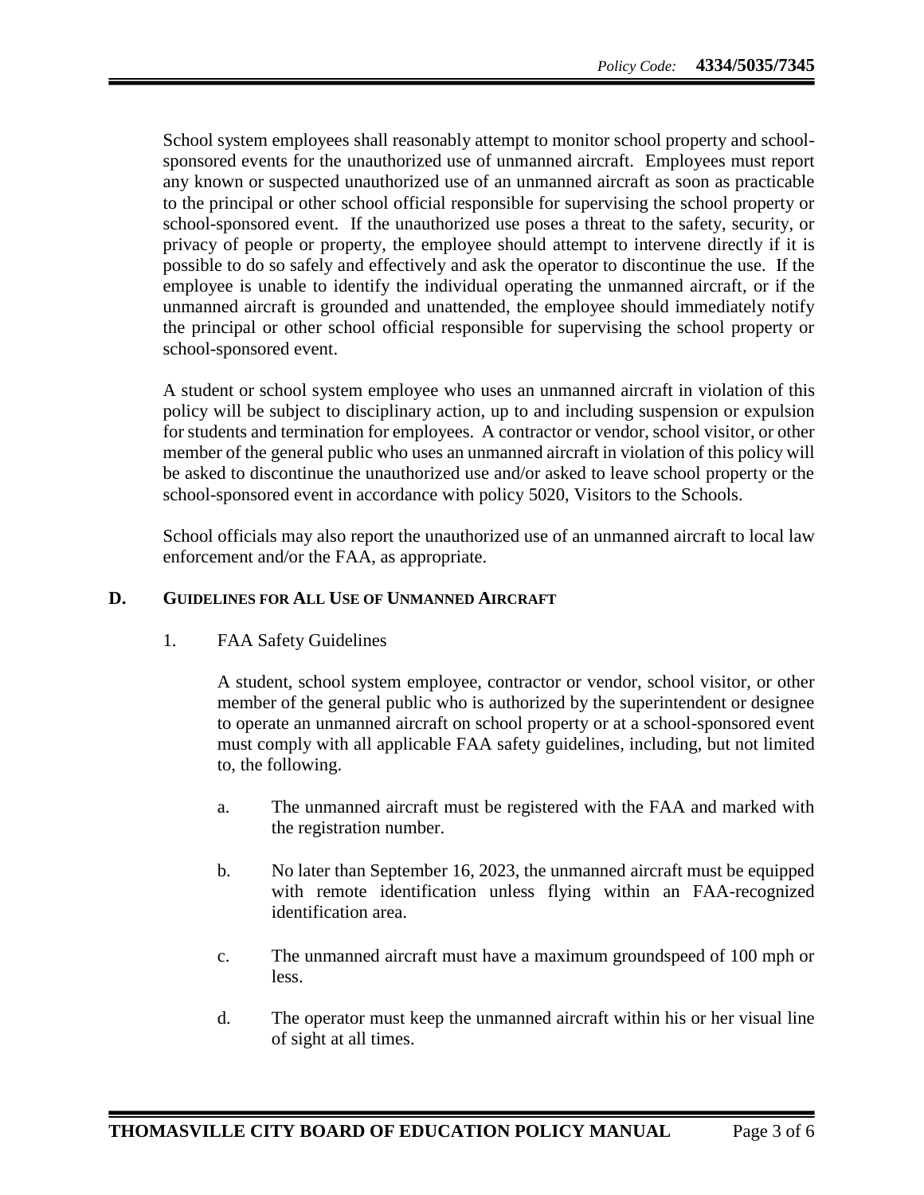School system employees shall reasonably attempt to monitor school property and school-sponsored events for the unauthorized use of unmanned aircraft. Employees must report any known or suspected unauthorized use of an unmanned aircraft as soon as practicable to the principal or other school official responsible for supervising the school property or school-sponsored event. If the unauthorized use poses a threat to the safety, security, or privacy of people or property, the employee should attempt to intervene directly if it is possible to do so safely and effectively and ask the operator to discontinue the use. If the employee is unable to identify the individual operating the unmanned aircraft, or if the unmanned aircraft is grounded and unattended, the employee should immediately notify the principal or other school official responsible for supervising the school property or school-sponsored event.

A student or school system employee who uses an unmanned aircraft in violation of this policy will be subject to disciplinary action, up to and including suspension or expulsion for students and termination for employees. A contractor or vendor, school visitor, or other member of the general public who uses an unmanned aircraft in violation of this policy will be asked to discontinue the unauthorized use and/or asked to leave school property or the school-sponsored event in accordance with policy 5020, Visitors to the Schools.

School officials may also report the unauthorized use of an unmanned aircraft to local law enforcement and/or the FAA, as appropriate.

## D. GUIDELINES FOR ALL USE OF UNMANNED AIRCRAFT

1. FAA Safety Guidelines

   A student, school system employee, contractor or vendor, school visitor, or other member of the general public who is authorized by the superintendent or designee to operate an unmanned aircraft on school property or at a school-sponsored event must comply with all applicable FAA safety guidelines, including, but not limited to, the following.

   a. The unmanned aircraft must be registered with the FAA and marked with the registration number.

   b. No later than September 16, 2023, the unmanned aircraft must be equipped with remote identification unless flying within an FAA-recognized identification area.

   c. The unmanned aircraft must have a maximum groundspeed of 100 mph or less.

   d. The operator must keep the unmanned aircraft within his or her visual line of sight at all times.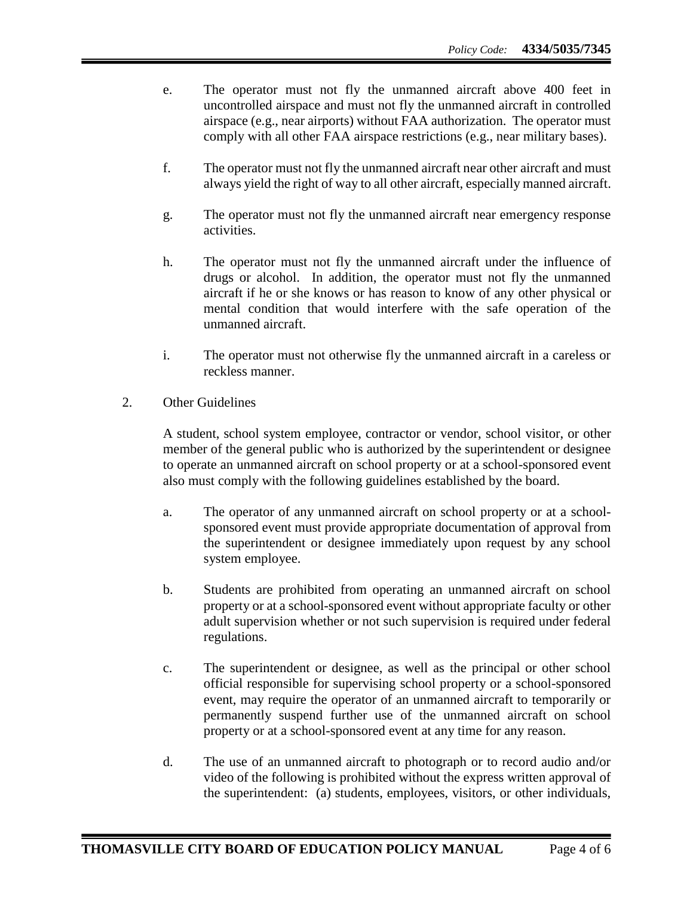e. The operator must not fly the unmanned aircraft above 400 feet in uncontrolled airspace and must not fly the unmanned aircraft in controlled airspace (e.g., near airports) without FAA authorization. The operator must comply with all other FAA airspace restrictions (e.g., near military bases).

f. The operator must not fly the unmanned aircraft near other aircraft and must always yield the right of way to all other aircraft, especially manned aircraft.

g. The operator must not fly the unmanned aircraft near emergency response activities.

h. The operator must not fly the unmanned aircraft under the influence of drugs or alcohol. In addition, the operator must not fly the unmanned aircraft if he or she knows or has reason to know of any other physical or mental condition that would interfere with the safe operation of the unmanned aircraft.

i. The operator must not otherwise fly the unmanned aircraft in a careless or reckless manner.

2. Other Guidelines

A student, school system employee, contractor or vendor, school visitor, or other member of the general public who is authorized by the superintendent or designee to operate an unmanned aircraft on school property or at a school-sponsored event also must comply with the following guidelines established by the board.

a. The operator of any unmanned aircraft on school property or at a school-sponsored event must provide appropriate documentation of approval from the superintendent or designee immediately upon request by any school system employee.

b. Students are prohibited from operating an unmanned aircraft on school property or at a school-sponsored event without appropriate faculty or other adult supervision whether or not such supervision is required under federal regulations.

c. The superintendent or designee, as well as the principal or other school official responsible for supervising school property or a school-sponsored event, may require the operator of an unmanned aircraft to temporarily or permanently suspend further use of the unmanned aircraft on school property or at a school-sponsored event at any time for any reason.

d. The use of an unmanned aircraft to photograph or to record audio and/or video of the following is prohibited without the express written approval of the superintendent: (a) students, employees, visitors, or other individuals,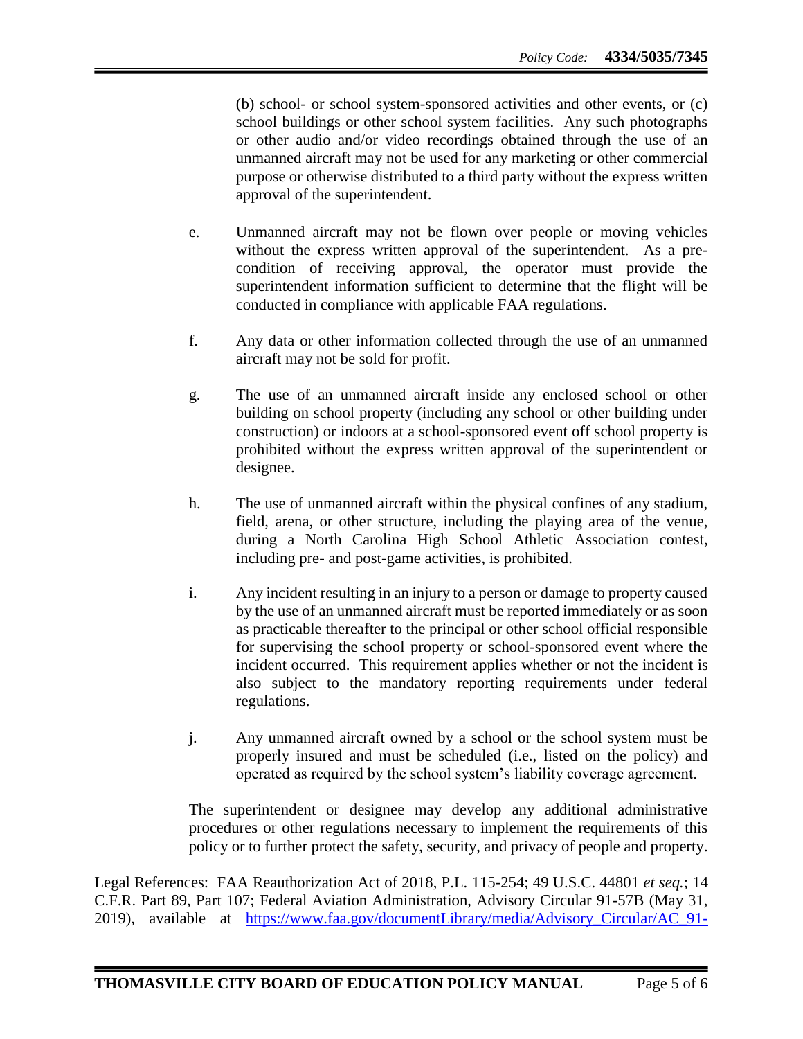(b) school- or school system-sponsored activities and other events, or (c) school buildings or other school system facilities. Any such photographs or other audio and/or video recordings obtained through the use of an unmanned aircraft may not be used for any marketing or other commercial purpose or otherwise distributed to a third party without the express written approval of the superintendent.

e. Unmanned aircraft may not be flown over people or moving vehicles without the express written approval of the superintendent. As a pre-condition of receiving approval, the operator must provide the superintendent information sufficient to determine that the flight will be conducted in compliance with applicable FAA regulations.

f. Any data or other information collected through the use of an unmanned aircraft may not be sold for profit.

g. The use of an unmanned aircraft inside any enclosed school or other building on school property (including any school or other building under construction) or indoors at a school-sponsored event off school property is prohibited without the express written approval of the superintendent or designee.

h. The use of unmanned aircraft within the physical confines of any stadium, field, arena, or other structure, including the playing area of the venue, during a North Carolina High School Athletic Association contest, including pre- and post-game activities, is prohibited.

i. Any incident resulting in an injury to a person or damage to property caused by the use of an unmanned aircraft must be reported immediately or as soon as practicable thereafter to the principal or other school official responsible for supervising the school property or school-sponsored event where the incident occurred. This requirement applies whether or not the incident is also subject to the mandatory reporting requirements under federal regulations.

j. Any unmanned aircraft owned by a school or the school system must be properly insured and must be scheduled (i.e., listed on the policy) and operated as required by the school system's liability coverage agreement.

The superintendent or designee may develop any additional administrative procedures or other regulations necessary to implement the requirements of this policy or to further protect the safety, security, and privacy of people and property.

Legal References: FAA Reauthorization Act of 2018, P.L. 115-254; 49 U.S.C. 44801 *et seq.*; 14 C.F.R. Part 89, Part 107; Federal Aviation Administration, Advisory Circular 91-57B (May 31, 2019), available at https://www.faa.gov/documentLibrary/media/Advisory_Circular/AC_91-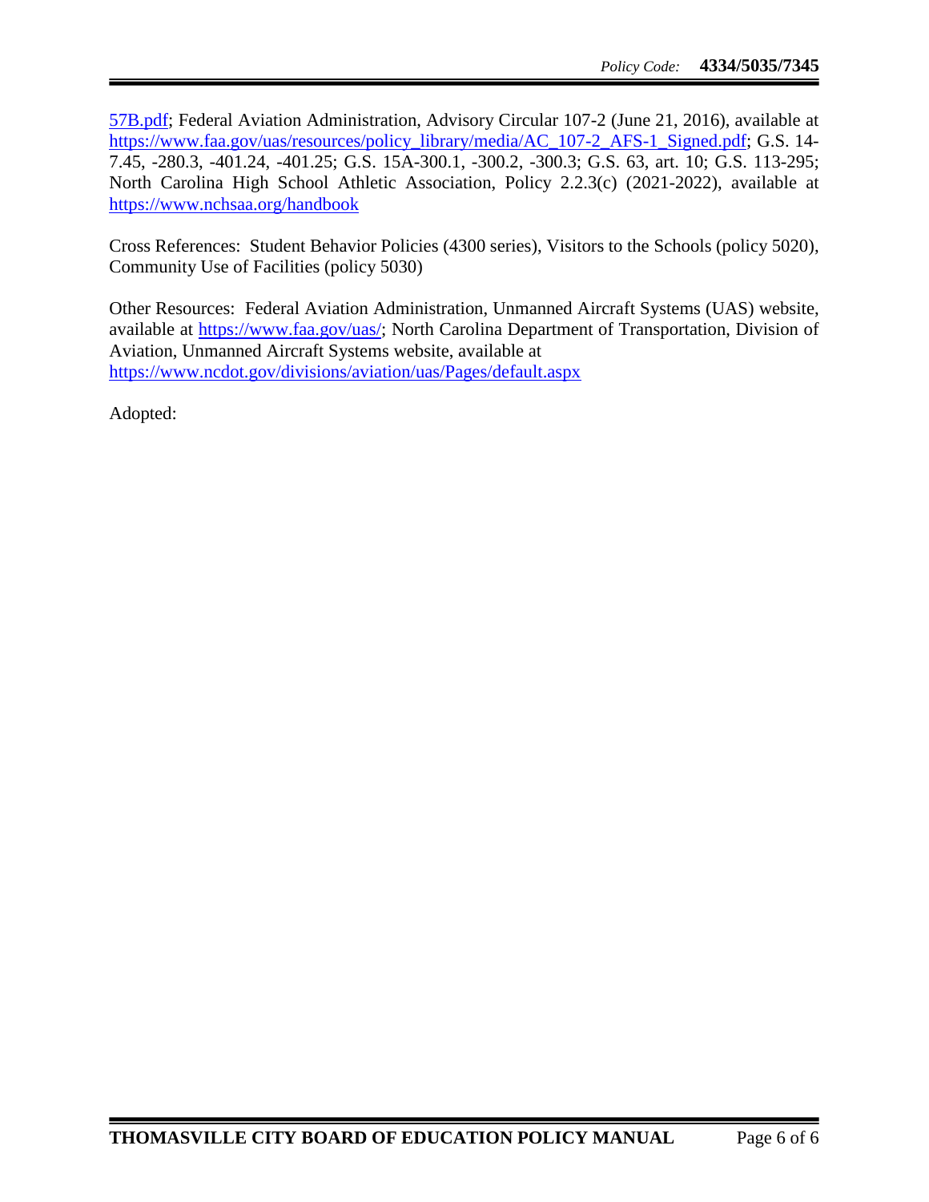57B.pdf; Federal Aviation Administration, Advisory Circular 107-2 (June 21, 2016), available at https://www.faa.gov/uas/resources/policy_library/media/AC_107-2_AFS-1_Signed.pdf; G.S. 14-7.45, -280.3, -401.24, -401.25; G.S. 15A-300.1, -300.2, -300.3; G.S. 63, art. 10; G.S. 113-295; North Carolina High School Athletic Association, Policy 2.2.3(c) (2021-2022), available at https://www.nchsaa.org/handbook

Cross References: Student Behavior Policies (4300 series), Visitors to the Schools (policy 5020), Community Use of Facilities (policy 5030)

Other Resources: Federal Aviation Administration, Unmanned Aircraft Systems (UAS) website, available at https://www.faa.gov/uas/; North Carolina Department of Transportation, Division of Aviation, Unmanned Aircraft Systems website, available at https://www.ncdot.gov/divisions/aviation/uas/Pages/default.aspx

Adopted: